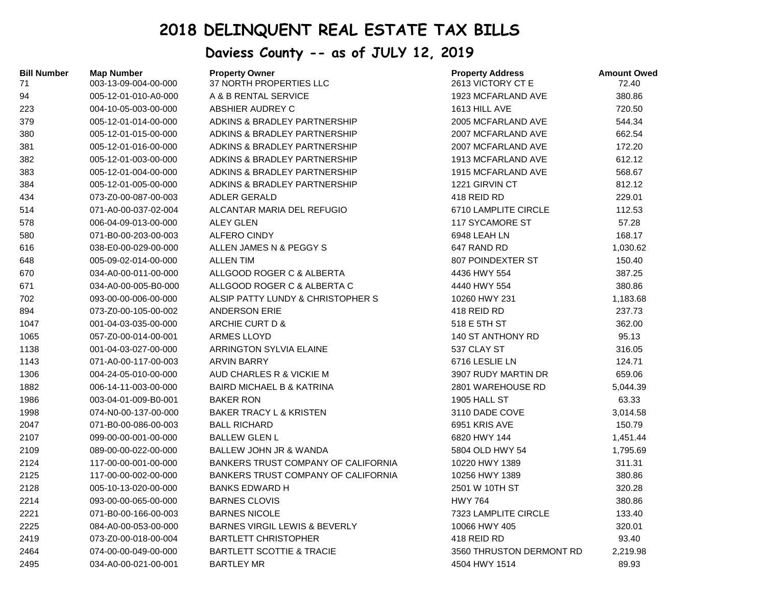# 2018 DELINQUENT REAL ESTATE TAX BILLS

## Daviess County -- as of JULY 12, 2019

| Bill Number | Map Number | Property Owner | Property Address | Amount Owed |
|---|---|---|---|---|
| 71 | 003-13-09-004-00-000 | 37 NORTH PROPERTIES LLC | 2613 VICTORY CT E | 72.40 |
| 94 | 005-12-01-010-A0-000 | A & B RENTAL SERVICE | 1923 MCFARLAND AVE | 380.86 |
| 223 | 004-10-05-003-00-000 | ABSHIER AUDREY C | 1613 HILL AVE | 720.50 |
| 379 | 005-12-01-014-00-000 | ADKINS & BRADLEY PARTNERSHIP | 2005 MCFARLAND AVE | 544.34 |
| 380 | 005-12-01-015-00-000 | ADKINS & BRADLEY PARTNERSHIP | 2007 MCFARLAND AVE | 662.54 |
| 381 | 005-12-01-016-00-000 | ADKINS & BRADLEY PARTNERSHIP | 2007 MCFARLAND AVE | 172.20 |
| 382 | 005-12-01-003-00-000 | ADKINS & BRADLEY PARTNERSHIP | 1913 MCFARLAND AVE | 612.12 |
| 383 | 005-12-01-004-00-000 | ADKINS & BRADLEY PARTNERSHIP | 1915 MCFARLAND AVE | 568.67 |
| 384 | 005-12-01-005-00-000 | ADKINS & BRADLEY PARTNERSHIP | 1221 GIRVIN CT | 812.12 |
| 434 | 073-Z0-00-087-00-003 | ADLER GERALD | 418 REID RD | 229.01 |
| 514 | 071-A0-00-037-02-004 | ALCANTAR MARIA DEL REFUGIO | 6710 LAMPLITE CIRCLE | 112.53 |
| 578 | 006-04-09-013-00-000 | ALEY GLEN | 117 SYCAMORE ST | 57.28 |
| 580 | 071-B0-00-203-00-003 | ALFERO CINDY | 6948 LEAH LN | 168.17 |
| 616 | 038-E0-00-029-00-000 | ALLEN JAMES N & PEGGY S | 647 RAND RD | 1,030.62 |
| 648 | 005-09-02-014-00-000 | ALLEN TIM | 807 POINDEXTER ST | 150.40 |
| 670 | 034-A0-00-011-00-000 | ALLGOOD ROGER C & ALBERTA | 4436 HWY 554 | 387.25 |
| 671 | 034-A0-00-005-B0-000 | ALLGOOD ROGER C & ALBERTA C | 4440 HWY 554 | 380.86 |
| 702 | 093-00-00-006-00-000 | ALSIP PATTY LUNDY & CHRISTOPHER S | 10260 HWY 231 | 1,183.68 |
| 894 | 073-Z0-00-105-00-002 | ANDERSON ERIE | 418 REID RD | 237.73 |
| 1047 | 001-04-03-035-00-000 | ARCHIE CURT D & | 518 E 5TH ST | 362.00 |
| 1065 | 057-Z0-00-014-00-001 | ARMES LLOYD | 140 ST ANTHONY RD | 95.13 |
| 1138 | 001-04-03-027-00-000 | ARRINGTON SYLVIA ELAINE | 537 CLAY ST | 316.05 |
| 1143 | 071-A0-00-117-00-003 | ARVIN BARRY | 6716 LESLIE LN | 124.71 |
| 1306 | 004-24-05-010-00-000 | AUD CHARLES R & VICKIE M | 3907 RUDY MARTIN DR | 659.06 |
| 1882 | 006-14-11-003-00-000 | BAIRD MICHAEL B & KATRINA | 2801 WAREHOUSE RD | 5,044.39 |
| 1986 | 003-04-01-009-B0-001 | BAKER RON | 1905 HALL ST | 63.33 |
| 1998 | 074-N0-00-137-00-000 | BAKER TRACY L & KRISTEN | 3110 DADE COVE | 3,014.58 |
| 2047 | 071-B0-00-086-00-003 | BALL RICHARD | 6951 KRIS AVE | 150.79 |
| 2107 | 099-00-00-001-00-000 | BALLEW GLEN L | 6820 HWY 144 | 1,451.44 |
| 2109 | 089-00-00-022-00-000 | BALLEW JOHN JR & WANDA | 5804 OLD HWY 54 | 1,795.69 |
| 2124 | 117-00-00-001-00-000 | BANKERS TRUST COMPANY OF CALIFORNIA | 10220 HWY 1389 | 311.31 |
| 2125 | 117-00-00-002-00-000 | BANKERS TRUST COMPANY OF CALIFORNIA | 10256 HWY 1389 | 380.86 |
| 2128 | 005-10-13-020-00-000 | BANKS EDWARD H | 2501 W 10TH ST | 320.28 |
| 2214 | 093-00-00-065-00-000 | BARNES CLOVIS | HWY 764 | 380.86 |
| 2221 | 071-B0-00-166-00-003 | BARNES NICOLE | 7323 LAMPLITE CIRCLE | 133.40 |
| 2225 | 084-A0-00-053-00-000 | BARNES VIRGIL LEWIS & BEVERLY | 10066 HWY 405 | 320.01 |
| 2419 | 073-Z0-00-018-00-004 | BARTLETT CHRISTOPHER | 418 REID RD | 93.40 |
| 2464 | 074-00-00-049-00-000 | BARTLETT SCOTTIE & TRACIE | 3560 THRUSTON DERMONT RD | 2,219.98 |
| 2495 | 034-A0-00-021-00-001 | BARTLEY MR | 4504 HWY 1514 | 89.93 |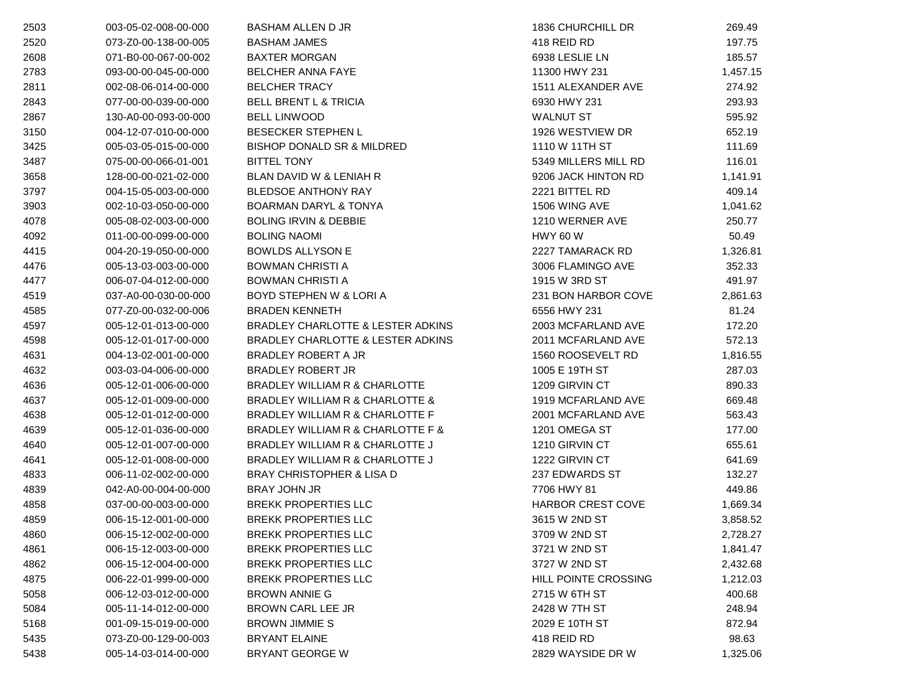| | | | | |
|---|---|---|---|---|
| 2503 | 003-05-02-008-00-000 | BASHAM ALLEN D JR | 1836 CHURCHILL DR | 269.49 |
| 2520 | 073-Z0-00-138-00-005 | BASHAM JAMES | 418 REID RD | 197.75 |
| 2608 | 071-B0-00-067-00-002 | BAXTER MORGAN | 6938 LESLIE LN | 185.57 |
| 2783 | 093-00-00-045-00-000 | BELCHER ANNA FAYE | 11300 HWY 231 | 1,457.15 |
| 2811 | 002-08-06-014-00-000 | BELCHER TRACY | 1511 ALEXANDER AVE | 274.92 |
| 2843 | 077-00-00-039-00-000 | BELL BRENT L & TRICIA | 6930 HWY 231 | 293.93 |
| 2867 | 130-A0-00-093-00-000 | BELL LINWOOD | WALNUT ST | 595.92 |
| 3150 | 004-12-07-010-00-000 | BESECKER STEPHEN L | 1926 WESTVIEW DR | 652.19 |
| 3425 | 005-03-05-015-00-000 | BISHOP DONALD SR & MILDRED | 1110 W 11TH ST | 111.69 |
| 3487 | 075-00-00-066-01-001 | BITTEL TONY | 5349 MILLERS MILL RD | 116.01 |
| 3658 | 128-00-00-021-02-000 | BLAN DAVID W & LENIAH R | 9206 JACK HINTON RD | 1,141.91 |
| 3797 | 004-15-05-003-00-000 | BLEDSOE ANTHONY RAY | 2221 BITTEL RD | 409.14 |
| 3903 | 002-10-03-050-00-000 | BOARMAN DARYL & TONYA | 1506 WING AVE | 1,041.62 |
| 4078 | 005-08-02-003-00-000 | BOLING IRVIN & DEBBIE | 1210 WERNER AVE | 250.77 |
| 4092 | 011-00-00-099-00-000 | BOLING NAOMI | HWY 60 W | 50.49 |
| 4415 | 004-20-19-050-00-000 | BOWLDS ALLYSON E | 2227 TAMARACK RD | 1,326.81 |
| 4476 | 005-13-03-003-00-000 | BOWMAN CHRISTI A | 3006 FLAMINGO AVE | 352.33 |
| 4477 | 006-07-04-012-00-000 | BOWMAN CHRISTI A | 1915 W 3RD ST | 491.97 |
| 4519 | 037-A0-00-030-00-000 | BOYD STEPHEN W & LORI A | 231 BON HARBOR COVE | 2,861.63 |
| 4585 | 077-Z0-00-032-00-006 | BRADEN KENNETH | 6556 HWY 231 | 81.24 |
| 4597 | 005-12-01-013-00-000 | BRADLEY CHARLOTTE & LESTER ADKINS | 2003 MCFARLAND AVE | 172.20 |
| 4598 | 005-12-01-017-00-000 | BRADLEY CHARLOTTE & LESTER ADKINS | 2011 MCFARLAND AVE | 572.13 |
| 4631 | 004-13-02-001-00-000 | BRADLEY ROBERT A JR | 1560 ROOSEVELT RD | 1,816.55 |
| 4632 | 003-03-04-006-00-000 | BRADLEY ROBERT JR | 1005 E 19TH ST | 287.03 |
| 4636 | 005-12-01-006-00-000 | BRADLEY WILLIAM R & CHARLOTTE | 1209 GIRVIN CT | 890.33 |
| 4637 | 005-12-01-009-00-000 | BRADLEY WILLIAM R & CHARLOTTE & | 1919 MCFARLAND AVE | 669.48 |
| 4638 | 005-12-01-012-00-000 | BRADLEY WILLIAM R & CHARLOTTE F | 2001 MCFARLAND AVE | 563.43 |
| 4639 | 005-12-01-036-00-000 | BRADLEY WILLIAM R & CHARLOTTE F & | 1201 OMEGA ST | 177.00 |
| 4640 | 005-12-01-007-00-000 | BRADLEY WILLIAM R & CHARLOTTE J | 1210 GIRVIN CT | 655.61 |
| 4641 | 005-12-01-008-00-000 | BRADLEY WILLIAM R & CHARLOTTE J | 1222 GIRVIN CT | 641.69 |
| 4833 | 006-11-02-002-00-000 | BRAY CHRISTOPHER & LISA D | 237 EDWARDS ST | 132.27 |
| 4839 | 042-A0-00-004-00-000 | BRAY JOHN JR | 7706 HWY 81 | 449.86 |
| 4858 | 037-00-00-003-00-000 | BREKK PROPERTIES LLC | HARBOR CREST COVE | 1,669.34 |
| 4859 | 006-15-12-001-00-000 | BREKK PROPERTIES LLC | 3615 W 2ND ST | 3,858.52 |
| 4860 | 006-15-12-002-00-000 | BREKK PROPERTIES LLC | 3709 W 2ND ST | 2,728.27 |
| 4861 | 006-15-12-003-00-000 | BREKK PROPERTIES LLC | 3721 W 2ND ST | 1,841.47 |
| 4862 | 006-15-12-004-00-000 | BREKK PROPERTIES LLC | 3727 W 2ND ST | 2,432.68 |
| 4875 | 006-22-01-999-00-000 | BREKK PROPERTIES LLC | HILL POINTE CROSSING | 1,212.03 |
| 5058 | 006-12-03-012-00-000 | BROWN ANNIE G | 2715 W 6TH ST | 400.68 |
| 5084 | 005-11-14-012-00-000 | BROWN CARL LEE JR | 2428 W 7TH ST | 248.94 |
| 5168 | 001-09-15-019-00-000 | BROWN JIMMIE S | 2029 E 10TH ST | 872.94 |
| 5435 | 073-Z0-00-129-00-003 | BRYANT ELAINE | 418 REID RD | 98.63 |
| 5438 | 005-14-03-014-00-000 | BRYANT GEORGE W | 2829 WAYSIDE DR W | 1,325.06 |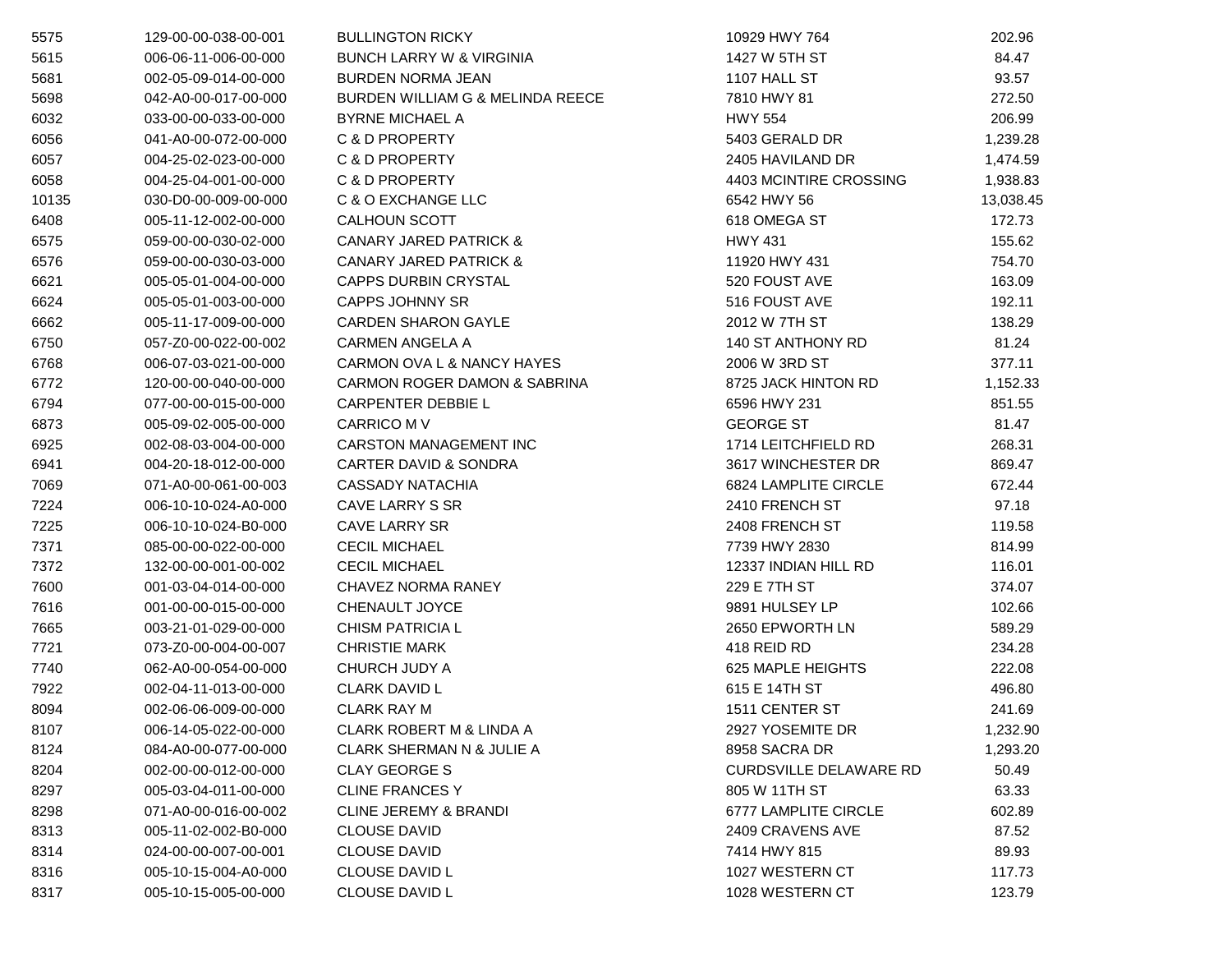| | | | | |
|---|---|---|---|---|
| 5575 | 129-00-00-038-00-001 | BULLINGTON RICKY | 10929 HWY 764 | 202.96 |
| 5615 | 006-06-11-006-00-000 | BUNCH LARRY W & VIRGINIA | 1427 W 5TH ST | 84.47 |
| 5681 | 002-05-09-014-00-000 | BURDEN NORMA JEAN | 1107 HALL ST | 93.57 |
| 5698 | 042-A0-00-017-00-000 | BURDEN WILLIAM G & MELINDA REECE | 7810 HWY 81 | 272.50 |
| 6032 | 033-00-00-033-00-000 | BYRNE MICHAEL A | HWY 554 | 206.99 |
| 6056 | 041-A0-00-072-00-000 | C & D PROPERTY | 5403 GERALD DR | 1,239.28 |
| 6057 | 004-25-02-023-00-000 | C & D PROPERTY | 2405 HAVILAND DR | 1,474.59 |
| 6058 | 004-25-04-001-00-000 | C & D PROPERTY | 4403 MCINTIRE CROSSING | 1,938.83 |
| 10135 | 030-D0-00-009-00-000 | C & O EXCHANGE LLC | 6542 HWY 56 | 13,038.45 |
| 6408 | 005-11-12-002-00-000 | CALHOUN SCOTT | 618 OMEGA ST | 172.73 |
| 6575 | 059-00-00-030-02-000 | CANARY JARED PATRICK & | HWY 431 | 155.62 |
| 6576 | 059-00-00-030-03-000 | CANARY JARED PATRICK & | 11920 HWY 431 | 754.70 |
| 6621 | 005-05-01-004-00-000 | CAPPS DURBIN CRYSTAL | 520 FOUST AVE | 163.09 |
| 6624 | 005-05-01-003-00-000 | CAPPS JOHNNY SR | 516 FOUST AVE | 192.11 |
| 6662 | 005-11-17-009-00-000 | CARDEN SHARON GAYLE | 2012 W 7TH ST | 138.29 |
| 6750 | 057-Z0-00-022-00-002 | CARMEN ANGELA A | 140 ST ANTHONY RD | 81.24 |
| 6768 | 006-07-03-021-00-000 | CARMON OVA L & NANCY HAYES | 2006 W 3RD ST | 377.11 |
| 6772 | 120-00-00-040-00-000 | CARMON ROGER DAMON & SABRINA | 8725 JACK HINTON RD | 1,152.33 |
| 6794 | 077-00-00-015-00-000 | CARPENTER DEBBIE L | 6596 HWY 231 | 851.55 |
| 6873 | 005-09-02-005-00-000 | CARRICO M V | GEORGE ST | 81.47 |
| 6925 | 002-08-03-004-00-000 | CARSTON MANAGEMENT INC | 1714 LEITCHFIELD RD | 268.31 |
| 6941 | 004-20-18-012-00-000 | CARTER DAVID & SONDRA | 3617 WINCHESTER DR | 869.47 |
| 7069 | 071-A0-00-061-00-003 | CASSADY NATACHIA | 6824 LAMPLITE CIRCLE | 672.44 |
| 7224 | 006-10-10-024-A0-000 | CAVE LARRY S SR | 2410 FRENCH ST | 97.18 |
| 7225 | 006-10-10-024-B0-000 | CAVE LARRY SR | 2408 FRENCH ST | 119.58 |
| 7371 | 085-00-00-022-00-000 | CECIL MICHAEL | 7739 HWY 2830 | 814.99 |
| 7372 | 132-00-00-001-00-002 | CECIL MICHAEL | 12337 INDIAN HILL RD | 116.01 |
| 7600 | 001-03-04-014-00-000 | CHAVEZ NORMA RANEY | 229 E 7TH ST | 374.07 |
| 7616 | 001-00-00-015-00-000 | CHENAULT JOYCE | 9891 HULSEY LP | 102.66 |
| 7665 | 003-21-01-029-00-000 | CHISM PATRICIA L | 2650 EPWORTH LN | 589.29 |
| 7721 | 073-Z0-00-004-00-007 | CHRISTIE MARK | 418 REID RD | 234.28 |
| 7740 | 062-A0-00-054-00-000 | CHURCH JUDY A | 625 MAPLE HEIGHTS | 222.08 |
| 7922 | 002-04-11-013-00-000 | CLARK DAVID L | 615 E 14TH ST | 496.80 |
| 8094 | 002-06-06-009-00-000 | CLARK RAY M | 1511 CENTER ST | 241.69 |
| 8107 | 006-14-05-022-00-000 | CLARK ROBERT M & LINDA A | 2927 YOSEMITE DR | 1,232.90 |
| 8124 | 084-A0-00-077-00-000 | CLARK SHERMAN N & JULIE A | 8958 SACRA DR | 1,293.20 |
| 8204 | 002-00-00-012-00-000 | CLAY GEORGE S | CURDSVILLE DELAWARE RD | 50.49 |
| 8297 | 005-03-04-011-00-000 | CLINE FRANCES Y | 805 W 11TH ST | 63.33 |
| 8298 | 071-A0-00-016-00-002 | CLINE JEREMY & BRANDI | 6777 LAMPLITE CIRCLE | 602.89 |
| 8313 | 005-11-02-002-B0-000 | CLOUSE DAVID | 2409 CRAVENS AVE | 87.52 |
| 8314 | 024-00-00-007-00-001 | CLOUSE DAVID | 7414 HWY 815 | 89.93 |
| 8316 | 005-10-15-004-A0-000 | CLOUSE DAVID L | 1027 WESTERN CT | 117.73 |
| 8317 | 005-10-15-005-00-000 | CLOUSE DAVID L | 1028 WESTERN CT | 123.79 |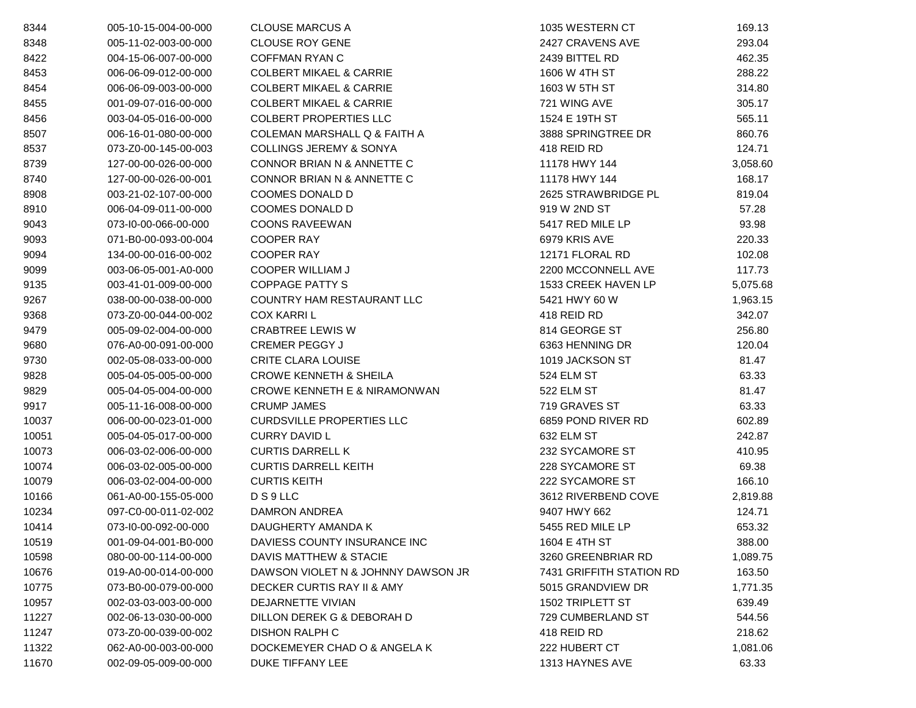| | | | | |
|---|---|---|---|---|
| 8344 | 005-10-15-004-00-000 | CLOUSE MARCUS A | 1035 WESTERN CT | 169.13 |
| 8348 | 005-11-02-003-00-000 | CLOUSE ROY GENE | 2427 CRAVENS AVE | 293.04 |
| 8422 | 004-15-06-007-00-000 | COFFMAN RYAN C | 2439 BITTEL RD | 462.35 |
| 8453 | 006-06-09-012-00-000 | COLBERT MIKAEL & CARRIE | 1606 W 4TH ST | 288.22 |
| 8454 | 006-06-09-003-00-000 | COLBERT MIKAEL & CARRIE | 1603 W 5TH ST | 314.80 |
| 8455 | 001-09-07-016-00-000 | COLBERT MIKAEL & CARRIE | 721 WING AVE | 305.17 |
| 8456 | 003-04-05-016-00-000 | COLBERT PROPERTIES LLC | 1524 E 19TH ST | 565.11 |
| 8507 | 006-16-01-080-00-000 | COLEMAN MARSHALL Q & FAITH A | 3888 SPRINGTREE DR | 860.76 |
| 8537 | 073-Z0-00-145-00-003 | COLLINGS JEREMY & SONYA | 418 REID RD | 124.71 |
| 8739 | 127-00-00-026-00-000 | CONNOR BRIAN N & ANNETTE C | 11178 HWY 144 | 3,058.60 |
| 8740 | 127-00-00-026-00-001 | CONNOR BRIAN N & ANNETTE C | 11178 HWY 144 | 168.17 |
| 8908 | 003-21-02-107-00-000 | COOMES DONALD D | 2625 STRAWBRIDGE PL | 819.04 |
| 8910 | 006-04-09-011-00-000 | COOMES DONALD D | 919 W 2ND ST | 57.28 |
| 9043 | 073-I0-00-066-00-000 | COONS RAVEEWAN | 5417 RED MILE LP | 93.98 |
| 9093 | 071-B0-00-093-00-004 | COOPER RAY | 6979 KRIS AVE | 220.33 |
| 9094 | 134-00-00-016-00-002 | COOPER RAY | 12171 FLORAL RD | 102.08 |
| 9099 | 003-06-05-001-A0-000 | COOPER WILLIAM J | 2200 MCCONNELL AVE | 117.73 |
| 9135 | 003-41-01-009-00-000 | COPPAGE PATTY S | 1533 CREEK HAVEN LP | 5,075.68 |
| 9267 | 038-00-00-038-00-000 | COUNTRY HAM RESTAURANT LLC | 5421 HWY 60 W | 1,963.15 |
| 9368 | 073-Z0-00-044-00-002 | COX KARRI L | 418 REID RD | 342.07 |
| 9479 | 005-09-02-004-00-000 | CRABTREE LEWIS W | 814 GEORGE ST | 256.80 |
| 9680 | 076-A0-00-091-00-000 | CREMER PEGGY J | 6363 HENNING DR | 120.04 |
| 9730 | 002-05-08-033-00-000 | CRITE CLARA LOUISE | 1019 JACKSON ST | 81.47 |
| 9828 | 005-04-05-005-00-000 | CROWE KENNETH & SHEILA | 524 ELM ST | 63.33 |
| 9829 | 005-04-05-004-00-000 | CROWE KENNETH E & NIRAMONWAN | 522 ELM ST | 81.47 |
| 9917 | 005-11-16-008-00-000 | CRUMP JAMES | 719 GRAVES ST | 63.33 |
| 10037 | 006-00-00-023-01-000 | CURDSVILLE PROPERTIES LLC | 6859 POND RIVER RD | 602.89 |
| 10051 | 005-04-05-017-00-000 | CURRY DAVID L | 632 ELM ST | 242.87 |
| 10073 | 006-03-02-006-00-000 | CURTIS DARRELL K | 232 SYCAMORE ST | 410.95 |
| 10074 | 006-03-02-005-00-000 | CURTIS DARRELL KEITH | 228 SYCAMORE ST | 69.38 |
| 10079 | 006-03-02-004-00-000 | CURTIS KEITH | 222 SYCAMORE ST | 166.10 |
| 10166 | 061-A0-00-155-05-000 | D S 9 LLC | 3612 RIVERBEND COVE | 2,819.88 |
| 10234 | 097-C0-00-011-02-002 | DAMRON ANDREA | 9407 HWY 662 | 124.71 |
| 10414 | 073-I0-00-092-00-000 | DAUGHERTY AMANDA K | 5455 RED MILE LP | 653.32 |
| 10519 | 001-09-04-001-B0-000 | DAVIESS COUNTY INSURANCE INC | 1604 E 4TH ST | 388.00 |
| 10598 | 080-00-00-114-00-000 | DAVIS MATTHEW & STACIE | 3260 GREENBRIAR RD | 1,089.75 |
| 10676 | 019-A0-00-014-00-000 | DAWSON VIOLET N & JOHNNY DAWSON JR | 7431 GRIFFITH STATION RD | 163.50 |
| 10775 | 073-B0-00-079-00-000 | DECKER CURTIS RAY II & AMY | 5015 GRANDVIEW DR | 1,771.35 |
| 10957 | 002-03-03-003-00-000 | DEJARNETTE VIVIAN | 1502 TRIPLETT ST | 639.49 |
| 11227 | 002-06-13-030-00-000 | DILLON DEREK G & DEBORAH D | 729 CUMBERLAND ST | 544.56 |
| 11247 | 073-Z0-00-039-00-002 | DISHON RALPH C | 418 REID RD | 218.62 |
| 11322 | 062-A0-00-003-00-000 | DOCKEMEYER CHAD O & ANGELA K | 222 HUBERT CT | 1,081.06 |
| 11670 | 002-09-05-009-00-000 | DUKE TIFFANY LEE | 1313 HAYNES AVE | 63.33 |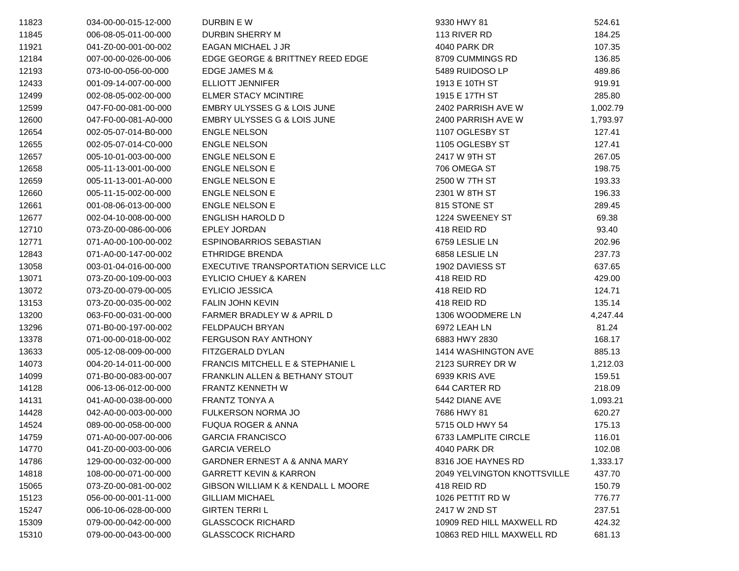| | | | | |
|---|---|---|---|---|
| 11823 | 034-00-00-015-12-000 | DURBIN E W | 9330 HWY 81 | 524.61 |
| 11845 | 006-08-05-011-00-000 | DURBIN SHERRY M | 113 RIVER RD | 184.25 |
| 11921 | 041-Z0-00-001-00-002 | EAGAN MICHAEL J JR | 4040 PARK DR | 107.35 |
| 12184 | 007-00-00-026-00-006 | EDGE GEORGE & BRITTNEY REED EDGE | 8709 CUMMINGS RD | 136.85 |
| 12193 | 073-I0-00-056-00-000 | EDGE JAMES M & | 5489 RUIDOSO LP | 489.86 |
| 12433 | 001-09-14-007-00-000 | ELLIOTT JENNIFER | 1913 E 10TH ST | 919.91 |
| 12499 | 002-08-05-002-00-000 | ELMER STACY MCINTIRE | 1915 E 17TH ST | 285.80 |
| 12599 | 047-F0-00-081-00-000 | EMBRY ULYSSES G & LOIS JUNE | 2402 PARRISH AVE W | 1,002.79 |
| 12600 | 047-F0-00-081-A0-000 | EMBRY ULYSSES G & LOIS JUNE | 2400 PARRISH AVE W | 1,793.97 |
| 12654 | 002-05-07-014-B0-000 | ENGLE NELSON | 1107 OGLESBY ST | 127.41 |
| 12655 | 002-05-07-014-C0-000 | ENGLE NELSON | 1105 OGLESBY ST | 127.41 |
| 12657 | 005-10-01-003-00-000 | ENGLE NELSON E | 2417 W 9TH ST | 267.05 |
| 12658 | 005-11-13-001-00-000 | ENGLE NELSON E | 706 OMEGA ST | 198.75 |
| 12659 | 005-11-13-001-A0-000 | ENGLE NELSON E | 2500 W 7TH ST | 193.33 |
| 12660 | 005-11-15-002-00-000 | ENGLE NELSON E | 2301 W 8TH ST | 196.33 |
| 12661 | 001-08-06-013-00-000 | ENGLE NELSON E | 815 STONE ST | 289.45 |
| 12677 | 002-04-10-008-00-000 | ENGLISH HAROLD D | 1224 SWEENEY ST | 69.38 |
| 12710 | 073-Z0-00-086-00-006 | EPLEY JORDAN | 418 REID RD | 93.40 |
| 12771 | 071-A0-00-100-00-002 | ESPINOBARRIOS SEBASTIAN | 6759 LESLIE LN | 202.96 |
| 12843 | 071-A0-00-147-00-002 | ETHRIDGE BRENDA | 6858 LESLIE LN | 237.73 |
| 13058 | 003-01-04-016-00-000 | EXECUTIVE TRANSPORTATION SERVICE LLC | 1902 DAVIESS ST | 637.65 |
| 13071 | 073-Z0-00-109-00-003 | EYLICIO CHUEY & KAREN | 418 REID RD | 429.00 |
| 13072 | 073-Z0-00-079-00-005 | EYLICIO JESSICA | 418 REID RD | 124.71 |
| 13153 | 073-Z0-00-035-00-002 | FALIN JOHN KEVIN | 418 REID RD | 135.14 |
| 13200 | 063-F0-00-031-00-000 | FARMER BRADLEY W & APRIL D | 1306 WOODMERE LN | 4,247.44 |
| 13296 | 071-B0-00-197-00-002 | FELDPAUCH BRYAN | 6972 LEAH LN | 81.24 |
| 13378 | 071-00-00-018-00-002 | FERGUSON RAY ANTHONY | 6883 HWY 2830 | 168.17 |
| 13633 | 005-12-08-009-00-000 | FITZGERALD DYLAN | 1414 WASHINGTON AVE | 885.13 |
| 14073 | 004-20-14-011-00-000 | FRANCIS MITCHELL E & STEPHANIE L | 2123 SURREY DR W | 1,212.03 |
| 14099 | 071-B0-00-083-00-007 | FRANKLIN ALLEN & BETHANY STOUT | 6939 KRIS AVE | 159.51 |
| 14128 | 006-13-06-012-00-000 | FRANTZ KENNETH W | 644 CARTER RD | 218.09 |
| 14131 | 041-A0-00-038-00-000 | FRANTZ TONYA A | 5442 DIANE AVE | 1,093.21 |
| 14428 | 042-A0-00-003-00-000 | FULKERSON NORMA JO | 7686 HWY 81 | 620.27 |
| 14524 | 089-00-00-058-00-000 | FUQUA ROGER & ANNA | 5715 OLD HWY 54 | 175.13 |
| 14759 | 071-A0-00-007-00-006 | GARCIA FRANCISCO | 6733 LAMPLITE CIRCLE | 116.01 |
| 14770 | 041-Z0-00-003-00-006 | GARCIA VERELO | 4040 PARK DR | 102.08 |
| 14786 | 129-00-00-032-00-000 | GARDNER ERNEST A & ANNA MARY | 8316 JOE HAYNES RD | 1,333.17 |
| 14818 | 108-00-00-071-00-000 | GARRETT KEVIN & KARRON | 2049 YELVINGTON KNOTTSVILLE | 437.70 |
| 15065 | 073-Z0-00-081-00-002 | GIBSON WILLIAM K & KENDALL L MOORE | 418 REID RD | 150.79 |
| 15123 | 056-00-00-001-11-000 | GILLIAM MICHAEL | 1026 PETTIT RD W | 776.77 |
| 15247 | 006-10-06-028-00-000 | GIRTEN TERRI L | 2417 W 2ND ST | 237.51 |
| 15309 | 079-00-00-042-00-000 | GLASSCOCK RICHARD | 10909 RED HILL MAXWELL RD | 424.32 |
| 15310 | 079-00-00-043-00-000 | GLASSCOCK RICHARD | 10863 RED HILL MAXWELL RD | 681.13 |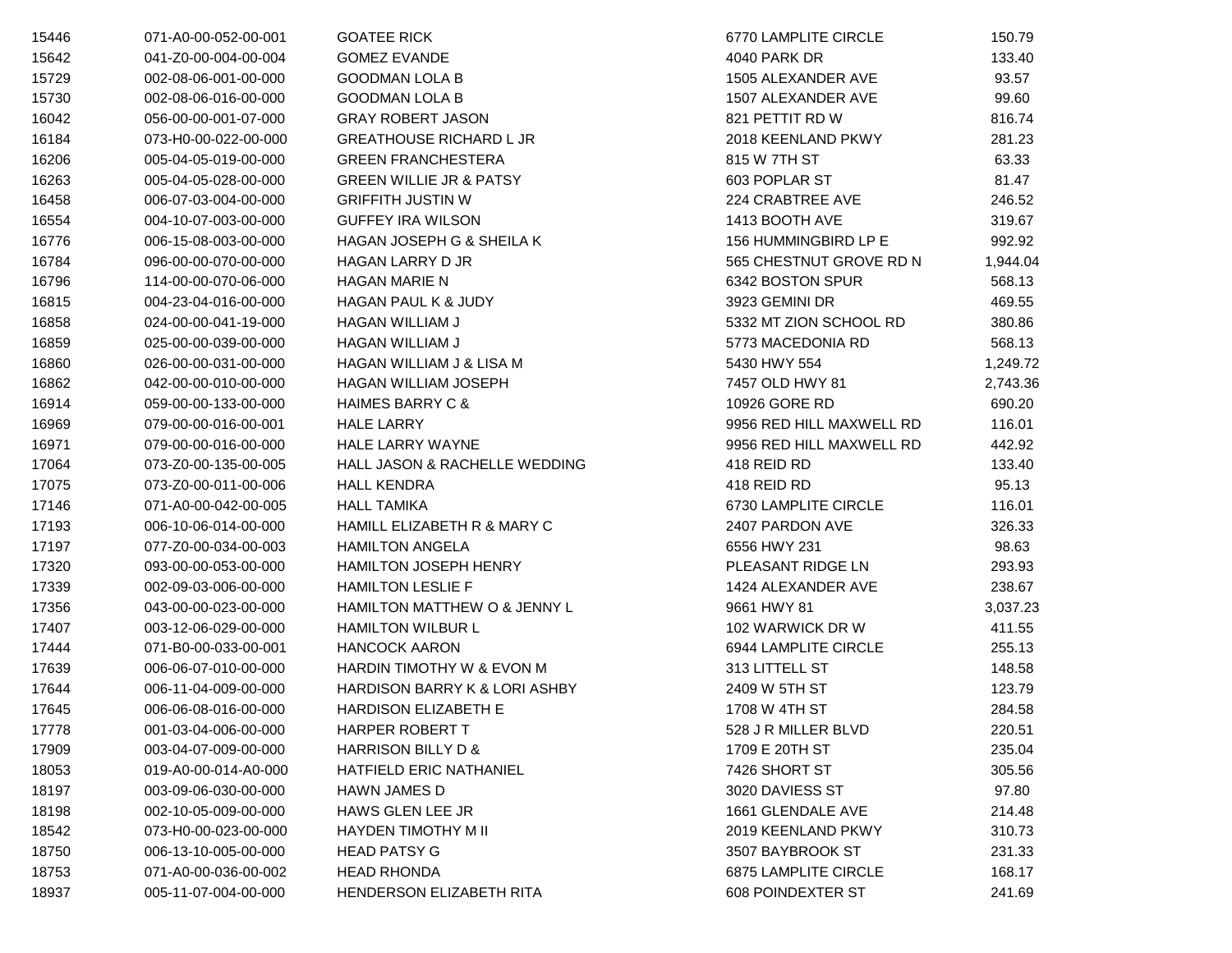| | | | | |
|---|---|---|---|---|
| 15446 | 071-A0-00-052-00-001 | GOATEE RICK | 6770 LAMPLITE CIRCLE | 150.79 |
| 15642 | 041-Z0-00-004-00-004 | GOMEZ EVANDE | 4040 PARK DR | 133.40 |
| 15729 | 002-08-06-001-00-000 | GOODMAN LOLA B | 1505 ALEXANDER AVE | 93.57 |
| 15730 | 002-08-06-016-00-000 | GOODMAN LOLA B | 1507 ALEXANDER AVE | 99.60 |
| 16042 | 056-00-00-001-07-000 | GRAY ROBERT JASON | 821 PETTIT RD W | 816.74 |
| 16184 | 073-H0-00-022-00-000 | GREATHOUSE RICHARD L JR | 2018 KEENLAND PKWY | 281.23 |
| 16206 | 005-04-05-019-00-000 | GREEN FRANCHESTERA | 815 W 7TH ST | 63.33 |
| 16263 | 005-04-05-028-00-000 | GREEN WILLIE JR & PATSY | 603 POPLAR ST | 81.47 |
| 16458 | 006-07-03-004-00-000 | GRIFFITH JUSTIN W | 224 CRABTREE AVE | 246.52 |
| 16554 | 004-10-07-003-00-000 | GUFFEY IRA WILSON | 1413 BOOTH AVE | 319.67 |
| 16776 | 006-15-08-003-00-000 | HAGAN JOSEPH G & SHEILA K | 156 HUMMINGBIRD LP E | 992.92 |
| 16784 | 096-00-00-070-00-000 | HAGAN LARRY D JR | 565 CHESTNUT GROVE RD N | 1,944.04 |
| 16796 | 114-00-00-070-06-000 | HAGAN MARIE N | 6342 BOSTON SPUR | 568.13 |
| 16815 | 004-23-04-016-00-000 | HAGAN PAUL K & JUDY | 3923 GEMINI DR | 469.55 |
| 16858 | 024-00-00-041-19-000 | HAGAN WILLIAM J | 5332 MT ZION SCHOOL RD | 380.86 |
| 16859 | 025-00-00-039-00-000 | HAGAN WILLIAM J | 5773 MACEDONIA RD | 568.13 |
| 16860 | 026-00-00-031-00-000 | HAGAN WILLIAM J & LISA M | 5430 HWY 554 | 1,249.72 |
| 16862 | 042-00-00-010-00-000 | HAGAN WILLIAM JOSEPH | 7457 OLD HWY 81 | 2,743.36 |
| 16914 | 059-00-00-133-00-000 | HAIMES BARRY C & | 10926 GORE RD | 690.20 |
| 16969 | 079-00-00-016-00-001 | HALE LARRY | 9956 RED HILL MAXWELL RD | 116.01 |
| 16971 | 079-00-00-016-00-000 | HALE LARRY WAYNE | 9956 RED HILL MAXWELL RD | 442.92 |
| 17064 | 073-Z0-00-135-00-005 | HALL JASON & RACHELLE WEDDING | 418 REID RD | 133.40 |
| 17075 | 073-Z0-00-011-00-006 | HALL KENDRA | 418 REID RD | 95.13 |
| 17146 | 071-A0-00-042-00-005 | HALL TAMIKA | 6730 LAMPLITE CIRCLE | 116.01 |
| 17193 | 006-10-06-014-00-000 | HAMILL ELIZABETH R & MARY C | 2407 PARDON AVE | 326.33 |
| 17197 | 077-Z0-00-034-00-003 | HAMILTON ANGELA | 6556 HWY 231 | 98.63 |
| 17320 | 093-00-00-053-00-000 | HAMILTON JOSEPH HENRY | PLEASANT RIDGE LN | 293.93 |
| 17339 | 002-09-03-006-00-000 | HAMILTON LESLIE F | 1424 ALEXANDER AVE | 238.67 |
| 17356 | 043-00-00-023-00-000 | HAMILTON MATTHEW O & JENNY L | 9661 HWY 81 | 3,037.23 |
| 17407 | 003-12-06-029-00-000 | HAMILTON WILBUR L | 102 WARWICK DR W | 411.55 |
| 17444 | 071-B0-00-033-00-001 | HANCOCK AARON | 6944 LAMPLITE CIRCLE | 255.13 |
| 17639 | 006-06-07-010-00-000 | HARDIN TIMOTHY W & EVON M | 313 LITTELL ST | 148.58 |
| 17644 | 006-11-04-009-00-000 | HARDISON BARRY K & LORI ASHBY | 2409 W 5TH ST | 123.79 |
| 17645 | 006-06-08-016-00-000 | HARDISON ELIZABETH E | 1708 W 4TH ST | 284.58 |
| 17778 | 001-03-04-006-00-000 | HARPER ROBERT T | 528 J R MILLER BLVD | 220.51 |
| 17909 | 003-04-07-009-00-000 | HARRISON BILLY D & | 1709 E 20TH ST | 235.04 |
| 18053 | 019-A0-00-014-A0-000 | HATFIELD ERIC NATHANIEL | 7426 SHORT ST | 305.56 |
| 18197 | 003-09-06-030-00-000 | HAWN JAMES D | 3020 DAVIESS ST | 97.80 |
| 18198 | 002-10-05-009-00-000 | HAWS GLEN LEE JR | 1661 GLENDALE AVE | 214.48 |
| 18542 | 073-H0-00-023-00-000 | HAYDEN TIMOTHY M II | 2019 KEENLAND PKWY | 310.73 |
| 18750 | 006-13-10-005-00-000 | HEAD PATSY G | 3507 BAYBROOK ST | 231.33 |
| 18753 | 071-A0-00-036-00-002 | HEAD RHONDA | 6875 LAMPLITE CIRCLE | 168.17 |
| 18937 | 005-11-07-004-00-000 | HENDERSON ELIZABETH RITA | 608 POINDEXTER ST | 241.69 |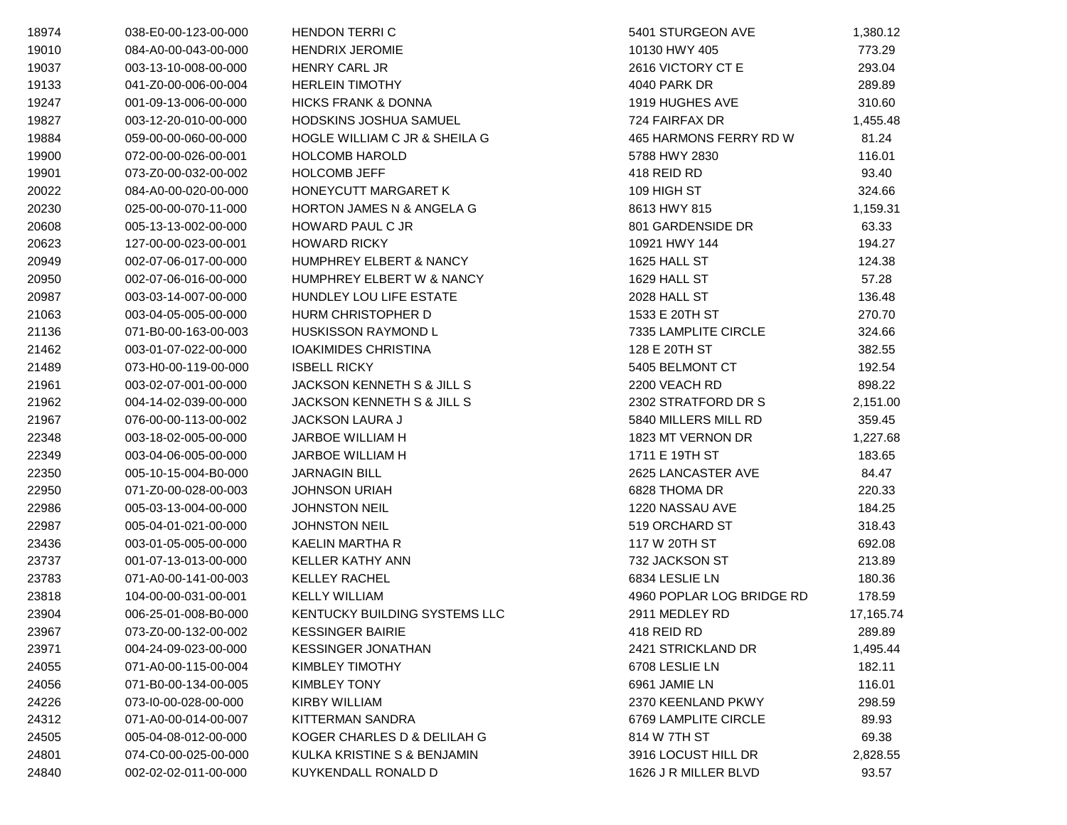| | | | | |
|---|---|---|---|---|
| 18974 | 038-E0-00-123-00-000 | HENDON TERRI C | 5401 STURGEON AVE | 1,380.12 |
| 19010 | 084-A0-00-043-00-000 | HENDRIX JEROMIE | 10130 HWY 405 | 773.29 |
| 19037 | 003-13-10-008-00-000 | HENRY CARL JR | 2616 VICTORY CT E | 293.04 |
| 19133 | 041-Z0-00-006-00-004 | HERLEIN TIMOTHY | 4040 PARK DR | 289.89 |
| 19247 | 001-09-13-006-00-000 | HICKS FRANK & DONNA | 1919 HUGHES AVE | 310.60 |
| 19827 | 003-12-20-010-00-000 | HODSKINS JOSHUA SAMUEL | 724 FAIRFAX DR | 1,455.48 |
| 19884 | 059-00-00-060-00-000 | HOGLE WILLIAM C JR & SHEILA G | 465 HARMONS FERRY RD W | 81.24 |
| 19900 | 072-00-00-026-00-001 | HOLCOMB HAROLD | 5788 HWY 2830 | 116.01 |
| 19901 | 073-Z0-00-032-00-002 | HOLCOMB JEFF | 418 REID RD | 93.40 |
| 20022 | 084-A0-00-020-00-000 | HONEYCUTT MARGARET K | 109 HIGH ST | 324.66 |
| 20230 | 025-00-00-070-11-000 | HORTON JAMES N & ANGELA G | 8613 HWY 815 | 1,159.31 |
| 20608 | 005-13-13-002-00-000 | HOWARD PAUL C JR | 801 GARDENSIDE DR | 63.33 |
| 20623 | 127-00-00-023-00-001 | HOWARD RICKY | 10921 HWY 144 | 194.27 |
| 20949 | 002-07-06-017-00-000 | HUMPHREY ELBERT & NANCY | 1625 HALL ST | 124.38 |
| 20950 | 002-07-06-016-00-000 | HUMPHREY ELBERT W & NANCY | 1629 HALL ST | 57.28 |
| 20987 | 003-03-14-007-00-000 | HUNDLEY LOU LIFE ESTATE | 2028 HALL ST | 136.48 |
| 21063 | 003-04-05-005-00-000 | HURM CHRISTOPHER D | 1533 E 20TH ST | 270.70 |
| 21136 | 071-B0-00-163-00-003 | HUSKISSON RAYMOND L | 7335 LAMPLITE CIRCLE | 324.66 |
| 21462 | 003-01-07-022-00-000 | IOAKIMIDES CHRISTINA | 128 E 20TH ST | 382.55 |
| 21489 | 073-H0-00-119-00-000 | ISBELL RICKY | 5405 BELMONT CT | 192.54 |
| 21961 | 003-02-07-001-00-000 | JACKSON KENNETH S & JILL S | 2200 VEACH RD | 898.22 |
| 21962 | 004-14-02-039-00-000 | JACKSON KENNETH S & JILL S | 2302 STRATFORD DR S | 2,151.00 |
| 21967 | 076-00-00-113-00-002 | JACKSON LAURA J | 5840 MILLERS MILL RD | 359.45 |
| 22348 | 003-18-02-005-00-000 | JARBOE WILLIAM H | 1823 MT VERNON DR | 1,227.68 |
| 22349 | 003-04-06-005-00-000 | JARBOE WILLIAM H | 1711 E 19TH ST | 183.65 |
| 22350 | 005-10-15-004-B0-000 | JARNAGIN BILL | 2625 LANCASTER AVE | 84.47 |
| 22950 | 071-Z0-00-028-00-003 | JOHNSON URIAH | 6828 THOMA DR | 220.33 |
| 22986 | 005-03-13-004-00-000 | JOHNSTON NEIL | 1220 NASSAU AVE | 184.25 |
| 22987 | 005-04-01-021-00-000 | JOHNSTON NEIL | 519 ORCHARD ST | 318.43 |
| 23436 | 003-01-05-005-00-000 | KAELIN MARTHA R | 117 W 20TH ST | 692.08 |
| 23737 | 001-07-13-013-00-000 | KELLER KATHY ANN | 732 JACKSON ST | 213.89 |
| 23783 | 071-A0-00-141-00-003 | KELLEY RACHEL | 6834 LESLIE LN | 180.36 |
| 23818 | 104-00-00-031-00-001 | KELLY WILLIAM | 4960 POPLAR LOG BRIDGE RD | 178.59 |
| 23904 | 006-25-01-008-B0-000 | KENTUCKY BUILDING SYSTEMS LLC | 2911 MEDLEY RD | 17,165.74 |
| 23967 | 073-Z0-00-132-00-002 | KESSINGER BAIRIE | 418 REID RD | 289.89 |
| 23971 | 004-24-09-023-00-000 | KESSINGER JONATHAN | 2421 STRICKLAND DR | 1,495.44 |
| 24055 | 071-A0-00-115-00-004 | KIMBLEY TIMOTHY | 6708 LESLIE LN | 182.11 |
| 24056 | 071-B0-00-134-00-005 | KIMBLEY TONY | 6961 JAMIE LN | 116.01 |
| 24226 | 073-I0-00-028-00-000 | KIRBY WILLIAM | 2370 KEENLAND PKWY | 298.59 |
| 24312 | 071-A0-00-014-00-007 | KITTERMAN SANDRA | 6769 LAMPLITE CIRCLE | 89.93 |
| 24505 | 005-04-08-012-00-000 | KOGER CHARLES D & DELILAH G | 814 W 7TH ST | 69.38 |
| 24801 | 074-C0-00-025-00-000 | KULKA KRISTINE S & BENJAMIN | 3916 LOCUST HILL DR | 2,828.55 |
| 24840 | 002-02-02-011-00-000 | KUYKENDALL RONALD D | 1626 J R MILLER BLVD | 93.57 |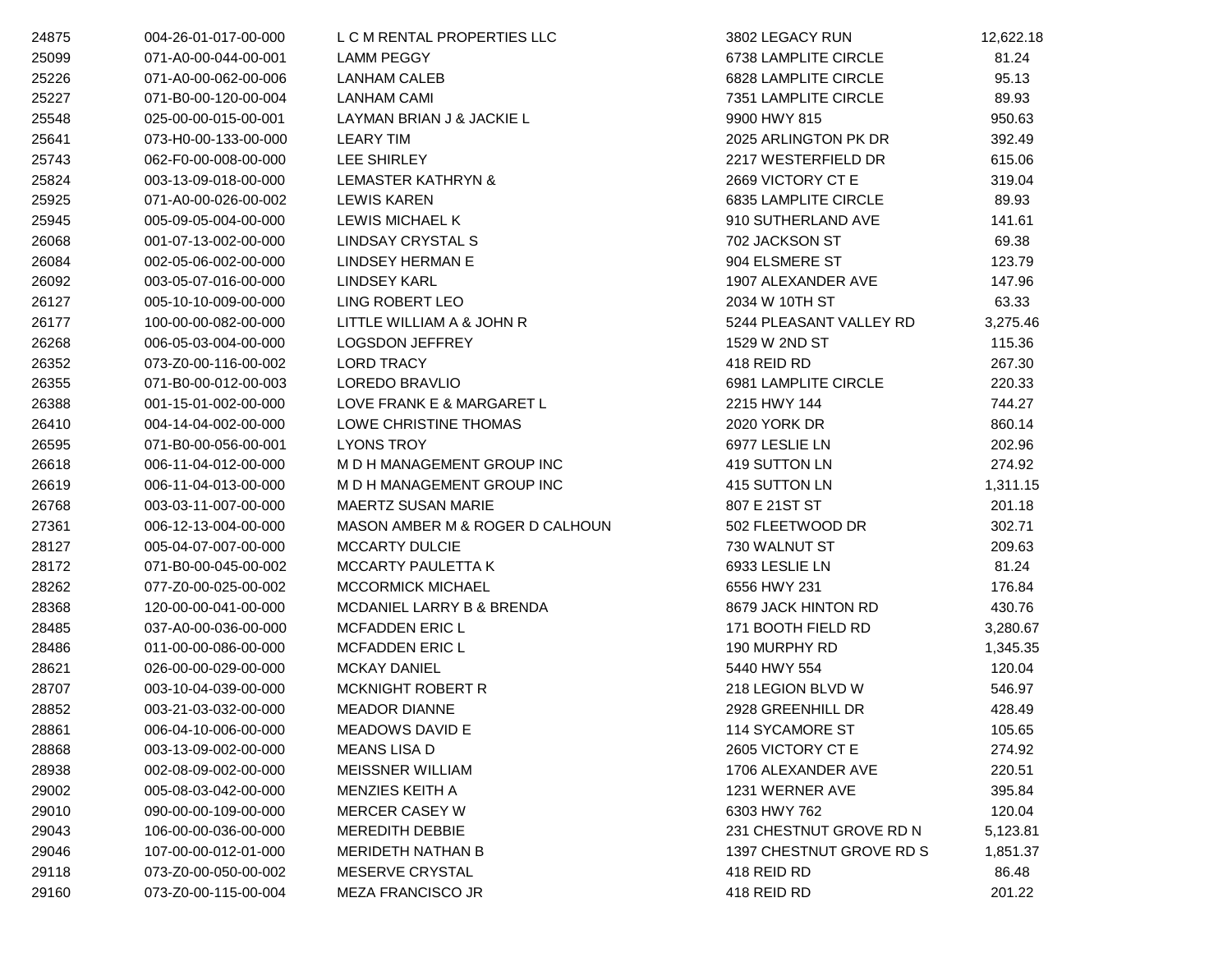| | | | | |
|---|---|---|---|---|
| 24875 | 004-26-01-017-00-000 | L C M RENTAL PROPERTIES LLC | 3802 LEGACY RUN | 12,622.18 |
| 25099 | 071-A0-00-044-00-001 | LAMM PEGGY | 6738 LAMPLITE CIRCLE | 81.24 |
| 25226 | 071-A0-00-062-00-006 | LANHAM CALEB | 6828 LAMPLITE CIRCLE | 95.13 |
| 25227 | 071-B0-00-120-00-004 | LANHAM CAMI | 7351 LAMPLITE CIRCLE | 89.93 |
| 25548 | 025-00-00-015-00-001 | LAYMAN BRIAN J & JACKIE L | 9900 HWY 815 | 950.63 |
| 25641 | 073-H0-00-133-00-000 | LEARY TIM | 2025 ARLINGTON PK DR | 392.49 |
| 25743 | 062-F0-00-008-00-000 | LEE SHIRLEY | 2217 WESTERFIELD DR | 615.06 |
| 25824 | 003-13-09-018-00-000 | LEMASTER KATHRYN & | 2669 VICTORY CT E | 319.04 |
| 25925 | 071-A0-00-026-00-002 | LEWIS KAREN | 6835 LAMPLITE CIRCLE | 89.93 |
| 25945 | 005-09-05-004-00-000 | LEWIS MICHAEL K | 910 SUTHERLAND AVE | 141.61 |
| 26068 | 001-07-13-002-00-000 | LINDSAY CRYSTAL S | 702 JACKSON ST | 69.38 |
| 26084 | 002-05-06-002-00-000 | LINDSEY HERMAN E | 904 ELSMERE ST | 123.79 |
| 26092 | 003-05-07-016-00-000 | LINDSEY KARL | 1907 ALEXANDER AVE | 147.96 |
| 26127 | 005-10-10-009-00-000 | LING ROBERT LEO | 2034 W 10TH ST | 63.33 |
| 26177 | 100-00-00-082-00-000 | LITTLE WILLIAM A & JOHN R | 5244 PLEASANT VALLEY RD | 3,275.46 |
| 26268 | 006-05-03-004-00-000 | LOGSDON JEFFREY | 1529 W 2ND ST | 115.36 |
| 26352 | 073-Z0-00-116-00-002 | LORD TRACY | 418 REID RD | 267.30 |
| 26355 | 071-B0-00-012-00-003 | LOREDO BRAVLIO | 6981 LAMPLITE CIRCLE | 220.33 |
| 26388 | 001-15-01-002-00-000 | LOVE FRANK E & MARGARET L | 2215 HWY 144 | 744.27 |
| 26410 | 004-14-04-002-00-000 | LOWE CHRISTINE THOMAS | 2020 YORK DR | 860.14 |
| 26595 | 071-B0-00-056-00-001 | LYONS TROY | 6977 LESLIE LN | 202.96 |
| 26618 | 006-11-04-012-00-000 | M D H MANAGEMENT GROUP INC | 419 SUTTON LN | 274.92 |
| 26619 | 006-11-04-013-00-000 | M D H MANAGEMENT GROUP INC | 415 SUTTON LN | 1,311.15 |
| 26768 | 003-03-11-007-00-000 | MAERTZ SUSAN MARIE | 807 E 21ST ST | 201.18 |
| 27361 | 006-12-13-004-00-000 | MASON AMBER M & ROGER D CALHOUN | 502 FLEETWOOD DR | 302.71 |
| 28127 | 005-04-07-007-00-000 | MCCARTY DULCIE | 730 WALNUT ST | 209.63 |
| 28172 | 071-B0-00-045-00-002 | MCCARTY PAULETTA K | 6933 LESLIE LN | 81.24 |
| 28262 | 077-Z0-00-025-00-002 | MCCORMICK MICHAEL | 6556 HWY 231 | 176.84 |
| 28368 | 120-00-00-041-00-000 | MCDANIEL LARRY B & BRENDA | 8679 JACK HINTON RD | 430.76 |
| 28485 | 037-A0-00-036-00-000 | MCFADDEN ERIC L | 171 BOOTH FIELD RD | 3,280.67 |
| 28486 | 011-00-00-086-00-000 | MCFADDEN ERIC L | 190 MURPHY RD | 1,345.35 |
| 28621 | 026-00-00-029-00-000 | MCKAY DANIEL | 5440 HWY 554 | 120.04 |
| 28707 | 003-10-04-039-00-000 | MCKNIGHT ROBERT R | 218 LEGION BLVD W | 546.97 |
| 28852 | 003-21-03-032-00-000 | MEADOR DIANNE | 2928 GREENHILL DR | 428.49 |
| 28861 | 006-04-10-006-00-000 | MEADOWS DAVID E | 114 SYCAMORE ST | 105.65 |
| 28868 | 003-13-09-002-00-000 | MEANS LISA D | 2605 VICTORY CT E | 274.92 |
| 28938 | 002-08-09-002-00-000 | MEISSNER WILLIAM | 1706 ALEXANDER AVE | 220.51 |
| 29002 | 005-08-03-042-00-000 | MENZIES KEITH A | 1231 WERNER AVE | 395.84 |
| 29010 | 090-00-00-109-00-000 | MERCER CASEY W | 6303 HWY 762 | 120.04 |
| 29043 | 106-00-00-036-00-000 | MEREDITH DEBBIE | 231 CHESTNUT GROVE RD N | 5,123.81 |
| 29046 | 107-00-00-012-01-000 | MERIDETH NATHAN B | 1397 CHESTNUT GROVE RD S | 1,851.37 |
| 29118 | 073-Z0-00-050-00-002 | MESERVE CRYSTAL | 418 REID RD | 86.48 |
| 29160 | 073-Z0-00-115-00-004 | MEZA FRANCISCO JR | 418 REID RD | 201.22 |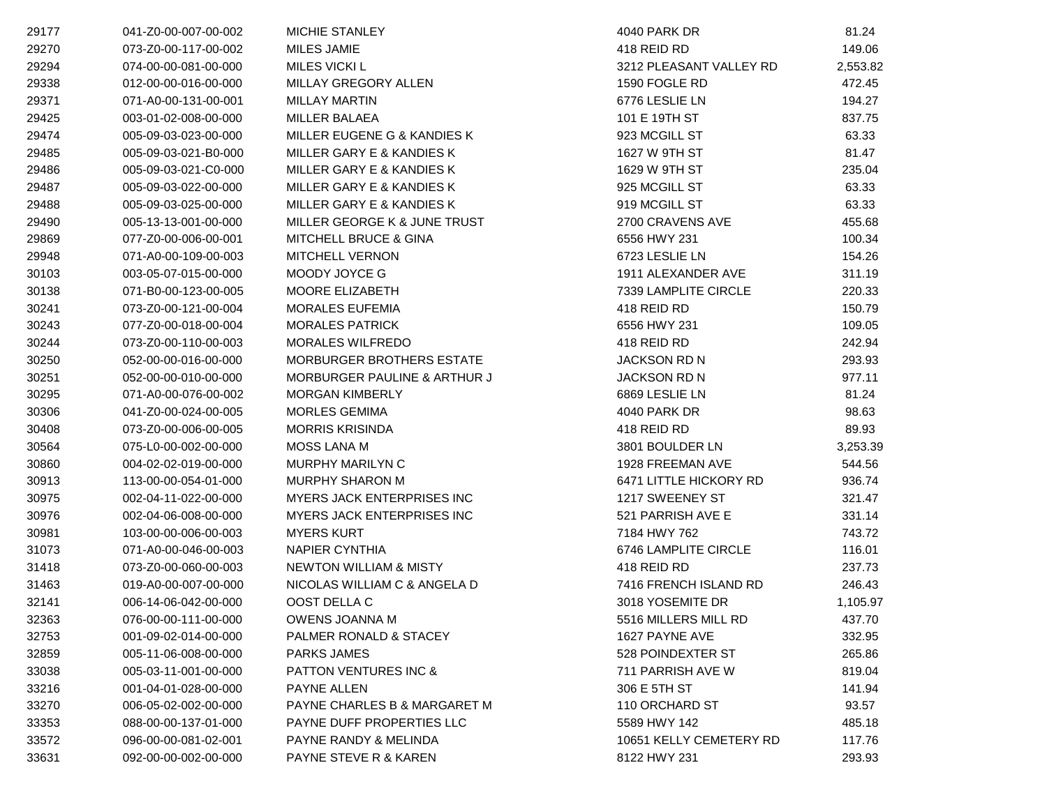| | | | | |
|---|---|---|---|---|
| 29177 | 041-Z0-00-007-00-002 | MICHIE STANLEY | 4040 PARK DR | 81.24 |
| 29270 | 073-Z0-00-117-00-002 | MILES JAMIE | 418 REID RD | 149.06 |
| 29294 | 074-00-00-081-00-000 | MILES VICKI L | 3212 PLEASANT VALLEY RD | 2,553.82 |
| 29338 | 012-00-00-016-00-000 | MILLAY GREGORY ALLEN | 1590 FOGLE RD | 472.45 |
| 29371 | 071-A0-00-131-00-001 | MILLAY MARTIN | 6776 LESLIE LN | 194.27 |
| 29425 | 003-01-02-008-00-000 | MILLER BALAEA | 101 E 19TH ST | 837.75 |
| 29474 | 005-09-03-023-00-000 | MILLER EUGENE G & KANDIES K | 923 MCGILL ST | 63.33 |
| 29485 | 005-09-03-021-B0-000 | MILLER GARY E & KANDIES K | 1627 W 9TH ST | 81.47 |
| 29486 | 005-09-03-021-C0-000 | MILLER GARY E & KANDIES K | 1629 W 9TH ST | 235.04 |
| 29487 | 005-09-03-022-00-000 | MILLER GARY E & KANDIES K | 925 MCGILL ST | 63.33 |
| 29488 | 005-09-03-025-00-000 | MILLER GARY E & KANDIES K | 919 MCGILL ST | 63.33 |
| 29490 | 005-13-13-001-00-000 | MILLER GEORGE K & JUNE TRUST | 2700 CRAVENS AVE | 455.68 |
| 29869 | 077-Z0-00-006-00-001 | MITCHELL BRUCE & GINA | 6556 HWY 231 | 100.34 |
| 29948 | 071-A0-00-109-00-003 | MITCHELL VERNON | 6723 LESLIE LN | 154.26 |
| 30103 | 003-05-07-015-00-000 | MOODY JOYCE G | 1911 ALEXANDER AVE | 311.19 |
| 30138 | 071-B0-00-123-00-005 | MOORE ELIZABETH | 7339 LAMPLITE CIRCLE | 220.33 |
| 30241 | 073-Z0-00-121-00-004 | MORALES EUFEMIA | 418 REID RD | 150.79 |
| 30243 | 077-Z0-00-018-00-004 | MORALES PATRICK | 6556 HWY 231 | 109.05 |
| 30244 | 073-Z0-00-110-00-003 | MORALES WILFREDO | 418 REID RD | 242.94 |
| 30250 | 052-00-00-016-00-000 | MORBURGER BROTHERS ESTATE | JACKSON RD N | 293.93 |
| 30251 | 052-00-00-010-00-000 | MORBURGER PAULINE & ARTHUR J | JACKSON RD N | 977.11 |
| 30295 | 071-A0-00-076-00-002 | MORGAN KIMBERLY | 6869 LESLIE LN | 81.24 |
| 30306 | 041-Z0-00-024-00-005 | MORLES GEMIMA | 4040 PARK DR | 98.63 |
| 30408 | 073-Z0-00-006-00-005 | MORRIS KRISINDA | 418 REID RD | 89.93 |
| 30564 | 075-L0-00-002-00-000 | MOSS LANA M | 3801 BOULDER LN | 3,253.39 |
| 30860 | 004-02-02-019-00-000 | MURPHY MARILYN C | 1928 FREEMAN AVE | 544.56 |
| 30913 | 113-00-00-054-01-000 | MURPHY SHARON M | 6471 LITTLE HICKORY RD | 936.74 |
| 30975 | 002-04-11-022-00-000 | MYERS JACK ENTERPRISES INC | 1217 SWEENEY ST | 321.47 |
| 30976 | 002-04-06-008-00-000 | MYERS JACK ENTERPRISES INC | 521 PARRISH AVE E | 331.14 |
| 30981 | 103-00-00-006-00-003 | MYERS KURT | 7184 HWY 762 | 743.72 |
| 31073 | 071-A0-00-046-00-003 | NAPIER CYNTHIA | 6746 LAMPLITE CIRCLE | 116.01 |
| 31418 | 073-Z0-00-060-00-003 | NEWTON WILLIAM & MISTY | 418 REID RD | 237.73 |
| 31463 | 019-A0-00-007-00-000 | NICOLAS WILLIAM C & ANGELA D | 7416 FRENCH ISLAND RD | 246.43 |
| 32141 | 006-14-06-042-00-000 | OOST DELLA C | 3018 YOSEMITE DR | 1,105.97 |
| 32363 | 076-00-00-111-00-000 | OWENS JOANNA M | 5516 MILLERS MILL RD | 437.70 |
| 32753 | 001-09-02-014-00-000 | PALMER RONALD & STACEY | 1627 PAYNE AVE | 332.95 |
| 32859 | 005-11-06-008-00-000 | PARKS JAMES | 528 POINDEXTER ST | 265.86 |
| 33038 | 005-03-11-001-00-000 | PATTON VENTURES INC & | 711 PARRISH AVE W | 819.04 |
| 33216 | 001-04-01-028-00-000 | PAYNE ALLEN | 306 E 5TH ST | 141.94 |
| 33270 | 006-05-02-002-00-000 | PAYNE CHARLES B & MARGARET M | 110 ORCHARD ST | 93.57 |
| 33353 | 088-00-00-137-01-000 | PAYNE DUFF PROPERTIES LLC | 5589 HWY 142 | 485.18 |
| 33572 | 096-00-00-081-02-001 | PAYNE RANDY & MELINDA | 10651 KELLY CEMETERY RD | 117.76 |
| 33631 | 092-00-00-002-00-000 | PAYNE STEVE R & KAREN | 8122 HWY 231 | 293.93 |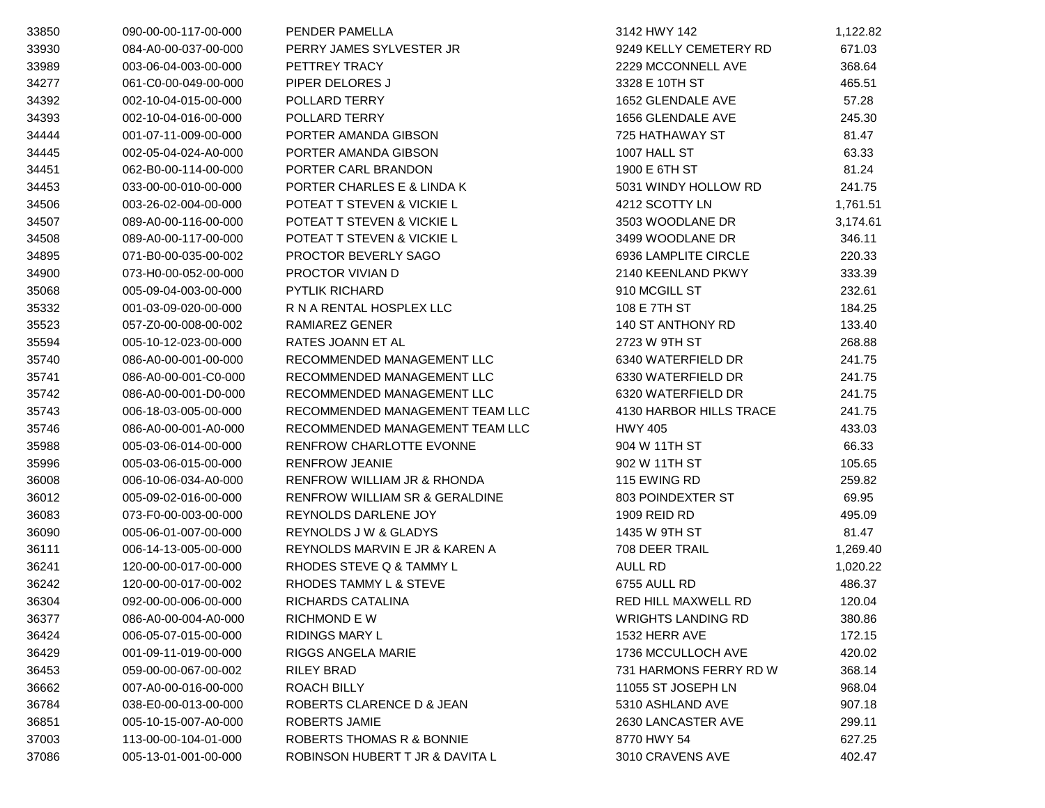| | | | | |
|---|---|---|---|---|
| 33850 | 090-00-00-117-00-000 | PENDER PAMELLA | 3142 HWY 142 | 1,122.82 |
| 33930 | 084-A0-00-037-00-000 | PERRY JAMES SYLVESTER JR | 9249 KELLY CEMETERY RD | 671.03 |
| 33989 | 003-06-04-003-00-000 | PETTREY TRACY | 2229 MCCONNELL AVE | 368.64 |
| 34277 | 061-C0-00-049-00-000 | PIPER DELORES J | 3328 E 10TH ST | 465.51 |
| 34392 | 002-10-04-015-00-000 | POLLARD TERRY | 1652 GLENDALE AVE | 57.28 |
| 34393 | 002-10-04-016-00-000 | POLLARD TERRY | 1656 GLENDALE AVE | 245.30 |
| 34444 | 001-07-11-009-00-000 | PORTER AMANDA GIBSON | 725 HATHAWAY ST | 81.47 |
| 34445 | 002-05-04-024-A0-000 | PORTER AMANDA GIBSON | 1007 HALL ST | 63.33 |
| 34451 | 062-B0-00-114-00-000 | PORTER CARL BRANDON | 1900 E 6TH ST | 81.24 |
| 34453 | 033-00-00-010-00-000 | PORTER CHARLES E & LINDA K | 5031 WINDY HOLLOW RD | 241.75 |
| 34506 | 003-26-02-004-00-000 | POTEAT T STEVEN & VICKIE L | 4212 SCOTTY LN | 1,761.51 |
| 34507 | 089-A0-00-116-00-000 | POTEAT T STEVEN & VICKIE L | 3503 WOODLANE DR | 3,174.61 |
| 34508 | 089-A0-00-117-00-000 | POTEAT T STEVEN & VICKIE L | 3499 WOODLANE DR | 346.11 |
| 34895 | 071-B0-00-035-00-002 | PROCTOR BEVERLY SAGO | 6936 LAMPLITE CIRCLE | 220.33 |
| 34900 | 073-H0-00-052-00-000 | PROCTOR VIVIAN D | 2140 KEENLAND PKWY | 333.39 |
| 35068 | 005-09-04-003-00-000 | PYTLIK RICHARD | 910 MCGILL ST | 232.61 |
| 35332 | 001-03-09-020-00-000 | R N A RENTAL HOSPLEX LLC | 108 E 7TH ST | 184.25 |
| 35523 | 057-Z0-00-008-00-002 | RAMIAREZ GENER | 140 ST ANTHONY RD | 133.40 |
| 35594 | 005-10-12-023-00-000 | RATES JOANN ET AL | 2723 W 9TH ST | 268.88 |
| 35740 | 086-A0-00-001-00-000 | RECOMMENDED MANAGEMENT LLC | 6340 WATERFIELD DR | 241.75 |
| 35741 | 086-A0-00-001-C0-000 | RECOMMENDED MANAGEMENT LLC | 6330 WATERFIELD DR | 241.75 |
| 35742 | 086-A0-00-001-D0-000 | RECOMMENDED MANAGEMENT LLC | 6320 WATERFIELD DR | 241.75 |
| 35743 | 006-18-03-005-00-000 | RECOMMENDED MANAGEMENT TEAM LLC | 4130 HARBOR HILLS TRACE | 241.75 |
| 35746 | 086-A0-00-001-A0-000 | RECOMMENDED MANAGEMENT TEAM LLC | HWY 405 | 433.03 |
| 35988 | 005-03-06-014-00-000 | RENFROW CHARLOTTE EVONNE | 904 W 11TH ST | 66.33 |
| 35996 | 005-03-06-015-00-000 | RENFROW JEANIE | 902 W 11TH ST | 105.65 |
| 36008 | 006-10-06-034-A0-000 | RENFROW WILLIAM JR & RHONDA | 115 EWING RD | 259.82 |
| 36012 | 005-09-02-016-00-000 | RENFROW WILLIAM SR & GERALDINE | 803 POINDEXTER ST | 69.95 |
| 36083 | 073-F0-00-003-00-000 | REYNOLDS DARLENE JOY | 1909 REID RD | 495.09 |
| 36090 | 005-06-01-007-00-000 | REYNOLDS J W & GLADYS | 1435 W 9TH ST | 81.47 |
| 36111 | 006-14-13-005-00-000 | REYNOLDS MARVIN E JR & KAREN A | 708 DEER TRAIL | 1,269.40 |
| 36241 | 120-00-00-017-00-000 | RHODES STEVE Q & TAMMY L | AULL RD | 1,020.22 |
| 36242 | 120-00-00-017-00-002 | RHODES TAMMY L & STEVE | 6755 AULL RD | 486.37 |
| 36304 | 092-00-00-006-00-000 | RICHARDS CATALINA | RED HILL MAXWELL RD | 120.04 |
| 36377 | 086-A0-00-004-A0-000 | RICHMOND E W | WRIGHTS LANDING RD | 380.86 |
| 36424 | 006-05-07-015-00-000 | RIDINGS MARY L | 1532 HERR AVE | 172.15 |
| 36429 | 001-09-11-019-00-000 | RIGGS ANGELA MARIE | 1736 MCCULLOCH AVE | 420.02 |
| 36453 | 059-00-00-067-00-002 | RILEY BRAD | 731 HARMONS FERRY RD W | 368.14 |
| 36662 | 007-A0-00-016-00-000 | ROACH BILLY | 11055 ST JOSEPH LN | 968.04 |
| 36784 | 038-E0-00-013-00-000 | ROBERTS CLARENCE D & JEAN | 5310 ASHLAND AVE | 907.18 |
| 36851 | 005-10-15-007-A0-000 | ROBERTS JAMIE | 2630 LANCASTER AVE | 299.11 |
| 37003 | 113-00-00-104-01-000 | ROBERTS THOMAS R & BONNIE | 8770 HWY 54 | 627.25 |
| 37086 | 005-13-01-001-00-000 | ROBINSON HUBERT T JR & DAVITA L | 3010 CRAVENS AVE | 402.47 |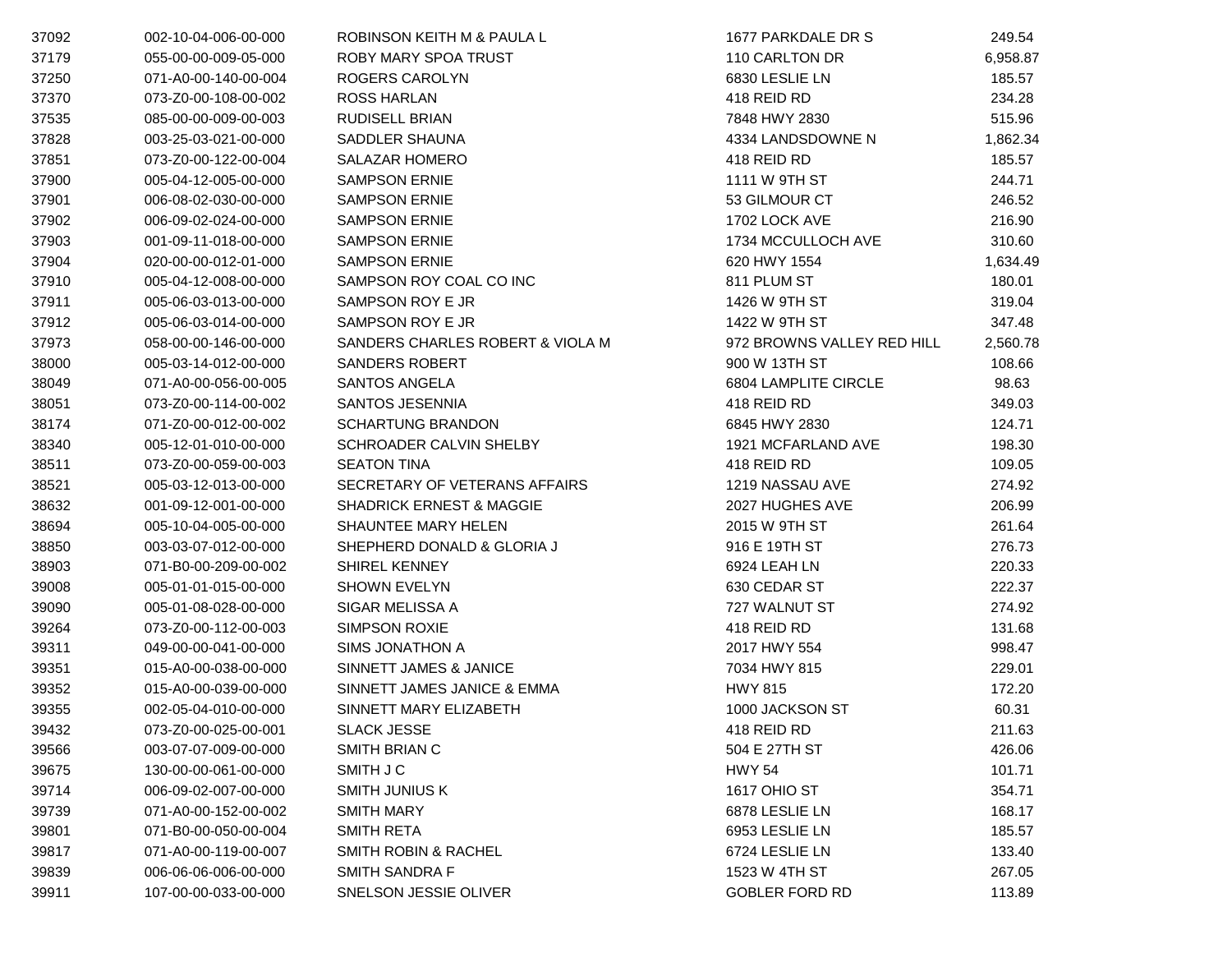| | | | | |
|---|---|---|---|---|
| 37092 | 002-10-04-006-00-000 | ROBINSON KEITH M & PAULA L | 1677 PARKDALE DR S | 249.54 |
| 37179 | 055-00-00-009-05-000 | ROBY MARY SPOA TRUST | 110 CARLTON DR | 6,958.87 |
| 37250 | 071-A0-00-140-00-004 | ROGERS CAROLYN | 6830 LESLIE LN | 185.57 |
| 37370 | 073-Z0-00-108-00-002 | ROSS HARLAN | 418 REID RD | 234.28 |
| 37535 | 085-00-00-009-00-003 | RUDISELL BRIAN | 7848 HWY 2830 | 515.96 |
| 37828 | 003-25-03-021-00-000 | SADDLER SHAUNA | 4334 LANDSDOWNE N | 1,862.34 |
| 37851 | 073-Z0-00-122-00-004 | SALAZAR HOMERO | 418 REID RD | 185.57 |
| 37900 | 005-04-12-005-00-000 | SAMPSON ERNIE | 1111 W 9TH ST | 244.71 |
| 37901 | 006-08-02-030-00-000 | SAMPSON ERNIE | 53 GILMOUR CT | 246.52 |
| 37902 | 006-09-02-024-00-000 | SAMPSON ERNIE | 1702 LOCK AVE | 216.90 |
| 37903 | 001-09-11-018-00-000 | SAMPSON ERNIE | 1734 MCCULLOCH AVE | 310.60 |
| 37904 | 020-00-00-012-01-000 | SAMPSON ERNIE | 620 HWY 1554 | 1,634.49 |
| 37910 | 005-04-12-008-00-000 | SAMPSON ROY COAL CO INC | 811 PLUM ST | 180.01 |
| 37911 | 005-06-03-013-00-000 | SAMPSON ROY E JR | 1426 W 9TH ST | 319.04 |
| 37912 | 005-06-03-014-00-000 | SAMPSON ROY E JR | 1422 W 9TH ST | 347.48 |
| 37973 | 058-00-00-146-00-000 | SANDERS CHARLES ROBERT & VIOLA M | 972 BROWNS VALLEY RED HILL | 2,560.78 |
| 38000 | 005-03-14-012-00-000 | SANDERS ROBERT | 900 W 13TH ST | 108.66 |
| 38049 | 071-A0-00-056-00-005 | SANTOS ANGELA | 6804 LAMPLITE CIRCLE | 98.63 |
| 38051 | 073-Z0-00-114-00-002 | SANTOS JESENNIA | 418 REID RD | 349.03 |
| 38174 | 071-Z0-00-012-00-002 | SCHARTUNG BRANDON | 6845 HWY 2830 | 124.71 |
| 38340 | 005-12-01-010-00-000 | SCHROADER CALVIN SHELBY | 1921 MCFARLAND AVE | 198.30 |
| 38511 | 073-Z0-00-059-00-003 | SEATON TINA | 418 REID RD | 109.05 |
| 38521 | 005-03-12-013-00-000 | SECRETARY OF VETERANS AFFAIRS | 1219 NASSAU AVE | 274.92 |
| 38632 | 001-09-12-001-00-000 | SHADRICK ERNEST & MAGGIE | 2027 HUGHES AVE | 206.99 |
| 38694 | 005-10-04-005-00-000 | SHAUNTEE MARY HELEN | 2015 W 9TH ST | 261.64 |
| 38850 | 003-03-07-012-00-000 | SHEPHERD DONALD & GLORIA J | 916 E 19TH ST | 276.73 |
| 38903 | 071-B0-00-209-00-002 | SHIREL KENNEY | 6924 LEAH LN | 220.33 |
| 39008 | 005-01-01-015-00-000 | SHOWN EVELYN | 630 CEDAR ST | 222.37 |
| 39090 | 005-01-08-028-00-000 | SIGAR MELISSA A | 727 WALNUT ST | 274.92 |
| 39264 | 073-Z0-00-112-00-003 | SIMPSON ROXIE | 418 REID RD | 131.68 |
| 39311 | 049-00-00-041-00-000 | SIMS JONATHON A | 2017 HWY 554 | 998.47 |
| 39351 | 015-A0-00-038-00-000 | SINNETT JAMES & JANICE | 7034 HWY 815 | 229.01 |
| 39352 | 015-A0-00-039-00-000 | SINNETT JAMES JANICE & EMMA | HWY 815 | 172.20 |
| 39355 | 002-05-04-010-00-000 | SINNETT MARY ELIZABETH | 1000 JACKSON ST | 60.31 |
| 39432 | 073-Z0-00-025-00-001 | SLACK JESSE | 418 REID RD | 211.63 |
| 39566 | 003-07-07-009-00-000 | SMITH BRIAN C | 504 E 27TH ST | 426.06 |
| 39675 | 130-00-00-061-00-000 | SMITH J C | HWY 54 | 101.71 |
| 39714 | 006-09-02-007-00-000 | SMITH JUNIUS K | 1617 OHIO ST | 354.71 |
| 39739 | 071-A0-00-152-00-002 | SMITH MARY | 6878 LESLIE LN | 168.17 |
| 39801 | 071-B0-00-050-00-004 | SMITH RETA | 6953 LESLIE LN | 185.57 |
| 39817 | 071-A0-00-119-00-007 | SMITH ROBIN & RACHEL | 6724 LESLIE LN | 133.40 |
| 39839 | 006-06-06-006-00-000 | SMITH SANDRA F | 1523 W 4TH ST | 267.05 |
| 39911 | 107-00-00-033-00-000 | SNELSON JESSIE OLIVER | GOBLER FORD RD | 113.89 |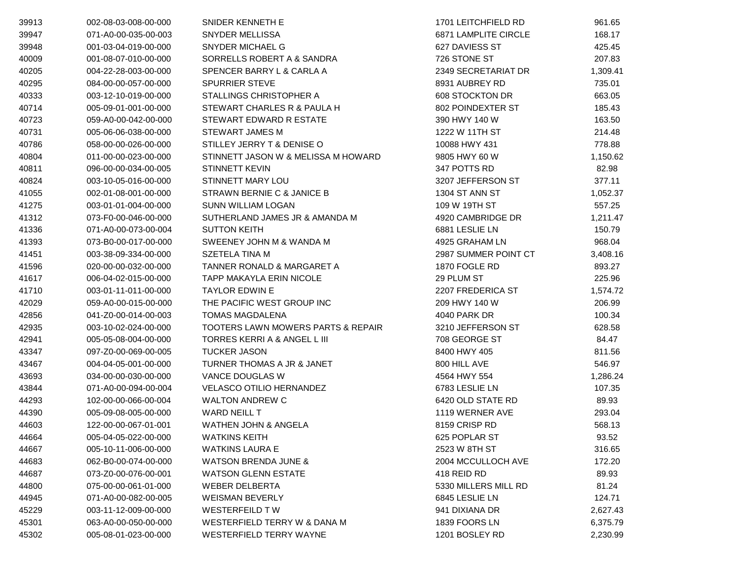| | | | | |
|---|---|---|---|---|
| 39913 | 002-08-03-008-00-000 | SNIDER KENNETH E | 1701 LEITCHFIELD RD | 961.65 |
| 39947 | 071-A0-00-035-00-003 | SNYDER MELLISSA | 6871 LAMPLITE CIRCLE | 168.17 |
| 39948 | 001-03-04-019-00-000 | SNYDER MICHAEL G | 627 DAVIESS ST | 425.45 |
| 40009 | 001-08-07-010-00-000 | SORRELLS ROBERT A & SANDRA | 726 STONE ST | 207.83 |
| 40205 | 004-22-28-003-00-000 | SPENCER BARRY L & CARLA A | 2349 SECRETARIAT DR | 1,309.41 |
| 40295 | 084-00-00-057-00-000 | SPURRIER STEVE | 8931 AUBREY RD | 735.01 |
| 40333 | 003-12-10-019-00-000 | STALLINGS CHRISTOPHER A | 608 STOCKTON DR | 663.05 |
| 40714 | 005-09-01-001-00-000 | STEWART CHARLES R & PAULA H | 802 POINDEXTER ST | 185.43 |
| 40723 | 059-A0-00-042-00-000 | STEWART EDWARD R ESTATE | 390 HWY 140 W | 163.50 |
| 40731 | 005-06-06-038-00-000 | STEWART JAMES M | 1222 W 11TH ST | 214.48 |
| 40786 | 058-00-00-026-00-000 | STILLEY JERRY T & DENISE O | 10088 HWY 431 | 778.88 |
| 40804 | 011-00-00-023-00-000 | STINNETT JASON W & MELISSA M HOWARD | 9805 HWY 60 W | 1,150.62 |
| 40811 | 096-00-00-034-00-005 | STINNETT KEVIN | 347 POTTS RD | 82.98 |
| 40824 | 003-10-05-016-00-000 | STINNETT MARY LOU | 3207 JEFFERSON ST | 377.11 |
| 41055 | 002-01-08-001-00-000 | STRAWN BERNIE C & JANICE B | 1304 ST ANN ST | 1,052.37 |
| 41275 | 003-01-01-004-00-000 | SUNN WILLIAM LOGAN | 109 W 19TH ST | 557.25 |
| 41312 | 073-F0-00-046-00-000 | SUTHERLAND JAMES JR & AMANDA M | 4920 CAMBRIDGE DR | 1,211.47 |
| 41336 | 071-A0-00-073-00-004 | SUTTON KEITH | 6881 LESLIE LN | 150.79 |
| 41393 | 073-B0-00-017-00-000 | SWEENEY JOHN M & WANDA M | 4925 GRAHAM LN | 968.04 |
| 41451 | 003-38-09-334-00-000 | SZETELA TINA M | 2987 SUMMER POINT CT | 3,408.16 |
| 41596 | 020-00-00-032-00-000 | TANNER RONALD & MARGARET A | 1870 FOGLE RD | 893.27 |
| 41617 | 006-04-02-015-00-000 | TAPP MAKAYLA ERIN NICOLE | 29 PLUM ST | 225.96 |
| 41710 | 003-01-11-011-00-000 | TAYLOR EDWIN E | 2207 FREDERICA ST | 1,574.72 |
| 42029 | 059-A0-00-015-00-000 | THE PACIFIC WEST GROUP INC | 209 HWY 140 W | 206.99 |
| 42856 | 041-Z0-00-014-00-003 | TOMAS MAGDALENA | 4040 PARK DR | 100.34 |
| 42935 | 003-10-02-024-00-000 | TOOTERS LAWN MOWERS PARTS & REPAIR | 3210 JEFFERSON ST | 628.58 |
| 42941 | 005-05-08-004-00-000 | TORRES KERRI A & ANGEL L III | 708 GEORGE ST | 84.47 |
| 43347 | 097-Z0-00-069-00-005 | TUCKER JASON | 8400 HWY 405 | 811.56 |
| 43467 | 004-04-05-001-00-000 | TURNER THOMAS A JR & JANET | 800 HILL AVE | 546.97 |
| 43693 | 034-00-00-030-00-000 | VANCE DOUGLAS W | 4564 HWY 554 | 1,286.24 |
| 43844 | 071-A0-00-094-00-004 | VELASCO OTILIO HERNANDEZ | 6783 LESLIE LN | 107.35 |
| 44293 | 102-00-00-066-00-004 | WALTON ANDREW C | 6420 OLD STATE RD | 89.93 |
| 44390 | 005-09-08-005-00-000 | WARD NEILL T | 1119 WERNER AVE | 293.04 |
| 44603 | 122-00-00-067-01-001 | WATHEN JOHN & ANGELA | 8159 CRISP RD | 568.13 |
| 44664 | 005-04-05-022-00-000 | WATKINS KEITH | 625 POPLAR ST | 93.52 |
| 44667 | 005-10-11-006-00-000 | WATKINS LAURA E | 2523 W 8TH ST | 316.65 |
| 44683 | 062-B0-00-074-00-000 | WATSON BRENDA JUNE & | 2004 MCCULLOCH AVE | 172.20 |
| 44687 | 073-Z0-00-076-00-001 | WATSON GLENN ESTATE | 418 REID RD | 89.93 |
| 44800 | 075-00-00-061-01-000 | WEBER DELBERTA | 5330 MILLERS MILL RD | 81.24 |
| 44945 | 071-A0-00-082-00-005 | WEISMAN BEVERLY | 6845 LESLIE LN | 124.71 |
| 45229 | 003-11-12-009-00-000 | WESTERFEILD T W | 941 DIXIANA DR | 2,627.43 |
| 45301 | 063-A0-00-050-00-000 | WESTERFIELD TERRY W & DANA M | 1839 FOORS LN | 6,375.79 |
| 45302 | 005-08-01-023-00-000 | WESTERFIELD TERRY WAYNE | 1201 BOSLEY RD | 2,230.99 |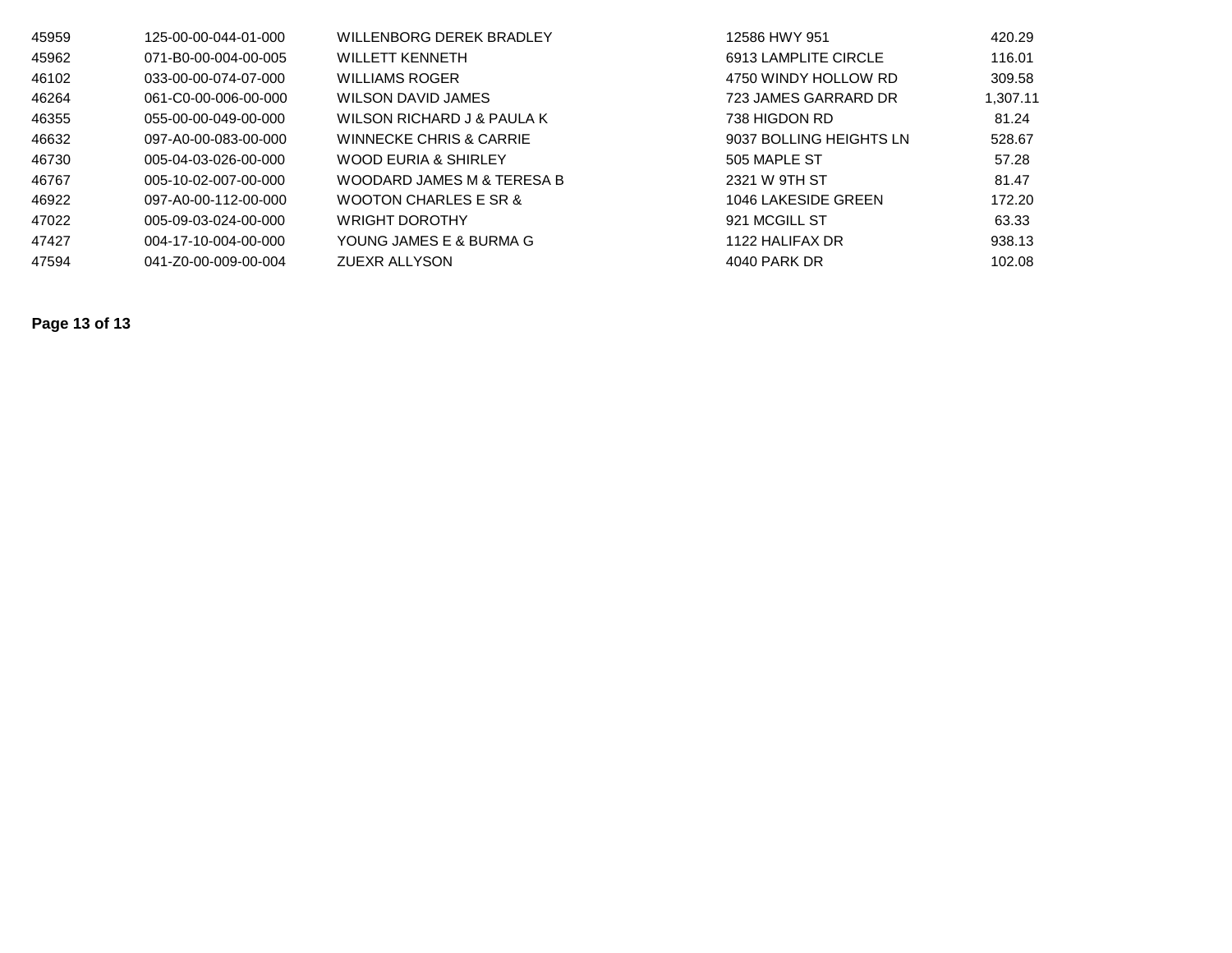| | | | | |
|---|---|---|---|---|
| 45959 | 125-00-00-044-01-000 | WILLENBORG DEREK BRADLEY | 12586 HWY 951 | 420.29 |
| 45962 | 071-B0-00-004-00-005 | WILLETT KENNETH | 6913 LAMPLITE CIRCLE | 116.01 |
| 46102 | 033-00-00-074-07-000 | WILLIAMS ROGER | 4750 WINDY HOLLOW RD | 309.58 |
| 46264 | 061-C0-00-006-00-000 | WILSON DAVID JAMES | 723 JAMES GARRARD DR | 1,307.11 |
| 46355 | 055-00-00-049-00-000 | WILSON RICHARD J & PAULA K | 738 HIGDON RD | 81.24 |
| 46632 | 097-A0-00-083-00-000 | WINNECKE CHRIS & CARRIE | 9037 BOLLING HEIGHTS LN | 528.67 |
| 46730 | 005-04-03-026-00-000 | WOOD EURIA & SHIRLEY | 505 MAPLE ST | 57.28 |
| 46767 | 005-10-02-007-00-000 | WOODARD JAMES M & TERESA B | 2321 W 9TH ST | 81.47 |
| 46922 | 097-A0-00-112-00-000 | WOOTON CHARLES E SR & | 1046 LAKESIDE GREEN | 172.20 |
| 47022 | 005-09-03-024-00-000 | WRIGHT DOROTHY | 921 MCGILL ST | 63.33 |
| 47427 | 004-17-10-004-00-000 | YOUNG JAMES E & BURMA G | 1122 HALIFAX DR | 938.13 |
| 47594 | 041-Z0-00-009-00-004 | ZUEXR ALLYSON | 4040 PARK DR | 102.08 |